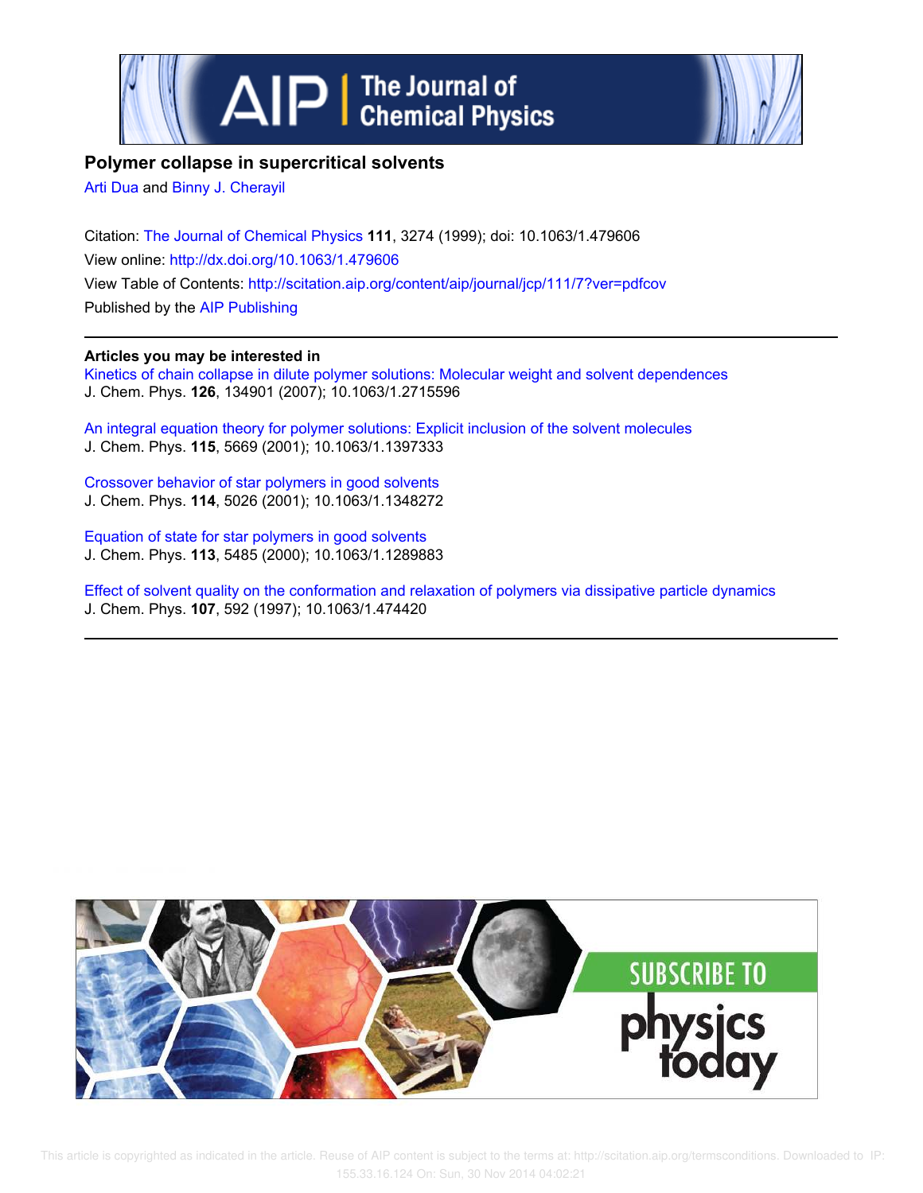# Polymer collapse in supercritical solvents

Arti Dua and Binny J. Cherayil

Citation: The Journal of Chemical Physics **111**, 3274 (1999); doi: 10.1063/1.479606

View online: http://dx.doi.org/10.1063/1.479606

View Table of Contents: http://scitation.aip.org/content/aip/journal/jcp/111/7?ver=pdfcov

Published by the AIP Publishing

## Articles you may be interested in

Kinetics of chain collapse in dilute polymer solutions: Molecular weight and solvent dependences
J. Chem. Phys. **126**, 134901 (2007); 10.1063/1.2715596

An integral equation theory for polymer solutions: Explicit inclusion of the solvent molecules
J. Chem. Phys. **115**, 5669 (2001); 10.1063/1.1397333

Crossover behavior of star polymers in good solvents
J. Chem. Phys. **114**, 5026 (2001); 10.1063/1.1348272

Equation of state for star polymers in good solvents
J. Chem. Phys. **113**, 5485 (2000); 10.1063/1.1289883

Effect of solvent quality on the conformation and relaxation of polymers via dissipative particle dynamics
J. Chem. Phys. **107**, 592 (1997); 10.1063/1.474420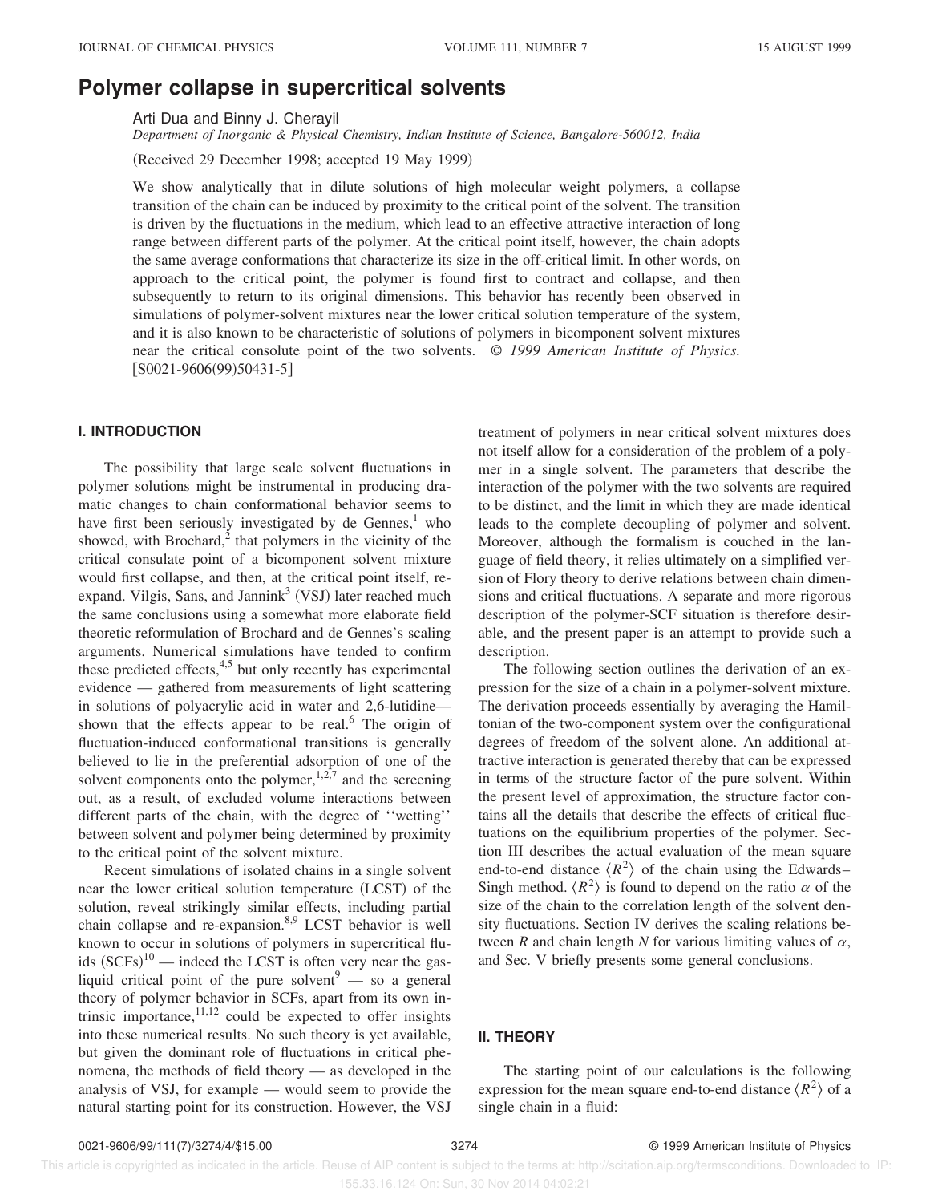# Polymer collapse in supercritical solvents

Arti Dua and Binny J. Cherayil

*Department of Inorganic & Physical Chemistry, Indian Institute of Science, Bangalore-560012, India*

(Received 29 December 1998; accepted 19 May 1999)

We show analytically that in dilute solutions of high molecular weight polymers, a collapse transition of the chain can be induced by proximity to the critical point of the solvent. The transition is driven by the fluctuations in the medium, which lead to an effective attractive interaction of long range between different parts of the polymer. At the critical point itself, however, the chain adopts the same average conformations that characterize its size in the off-critical limit. In other words, on approach to the critical point, the polymer is found first to contract and collapse, and then subsequently to return to its original dimensions. This behavior has recently been observed in simulations of polymer-solvent mixtures near the lower critical solution temperature of the system, and it is also known to be characteristic of solutions of polymers in bicomponent solvent mixtures near the critical consolute point of the two solvents. © *1999 American Institute of Physics.* [S0021-9606(99)50431-5]

## I. INTRODUCTION

The possibility that large scale solvent fluctuations in polymer solutions might be instrumental in producing dramatic changes to chain conformational behavior seems to have first been seriously investigated by de Gennes,[1] who showed, with Brochard,[2] that polymers in the vicinity of the critical consulate point of a bicomponent solvent mixture would first collapse, and then, at the critical point itself, re-expand. Vilgis, Sans, and Jannink[3] (VSJ) later reached much the same conclusions using a somewhat more elaborate field theoretic reformulation of Brochard and de Gennes's scaling arguments. Numerical simulations have tended to confirm these predicted effects,[4,5] but only recently has experimental evidence — gathered from measurements of light scattering in solutions of polyacrylic acid in water and 2,6-lutidine—shown that the effects appear to be real.[6] The origin of fluctuation-induced conformational transitions is generally believed to lie in the preferential adsorption of one of the solvent components onto the polymer,[1,2,7] and the screening out, as a result, of excluded volume interactions between different parts of the chain, with the degree of "wetting" between solvent and polymer being determined by proximity to the critical point of the solvent mixture.

Recent simulations of isolated chains in a single solvent near the lower critical solution temperature (LCST) of the solution, reveal strikingly similar effects, including partial chain collapse and re-expansion.[8,9] LCST behavior is well known to occur in solutions of polymers in supercritical fluids (SCFs)[10] — indeed the LCST is often very near the gas-liquid critical point of the pure solvent[9] — so a general theory of polymer behavior in SCFs, apart from its own intrinsic importance,[11,12] could be expected to offer insights into these numerical results. No such theory is yet available, but given the dominant role of fluctuations in critical phenomena, the methods of field theory — as developed in the analysis of VSJ, for example — would seem to provide the natural starting point for its construction. However, the VSJ treatment of polymers in near critical solvent mixtures does not itself allow for a consideration of the problem of a polymer in a single solvent. The parameters that describe the interaction of the polymer with the two solvents are required to be distinct, and the limit in which they are made identical leads to the complete decoupling of polymer and solvent. Moreover, although the formalism is couched in the language of field theory, it relies ultimately on a simplified version of Flory theory to derive relations between chain dimensions and critical fluctuations. A separate and more rigorous description of the polymer-SCF situation is therefore desirable, and the present paper is an attempt to provide such a description.

The following section outlines the derivation of an expression for the size of a chain in a polymer-solvent mixture. The derivation proceeds essentially by averaging the Hamiltonian of the two-component system over the configurational degrees of freedom of the solvent alone. An additional attractive interaction is generated thereby that can be expressed in terms of the structure factor of the pure solvent. Within the present level of approximation, the structure factor contains all the details that describe the effects of critical fluctuations on the equilibrium properties of the polymer. Section III describes the actual evaluation of the mean square end-to-end distance $\langle R^2 \rangle$ of the chain using the Edwards–Singh method. $\langle R^2 \rangle$ is found to depend on the ratio $\alpha$ of the size of the chain to the correlation length of the solvent density fluctuations. Section IV derives the scaling relations between $R$ and chain length $N$ for various limiting values of $\alpha$, and Sec. V briefly presents some general conclusions.

## II. THEORY

The starting point of our calculations is the following expression for the mean square end-to-end distance $\langle R^2 \rangle$ of a single chain in a fluid: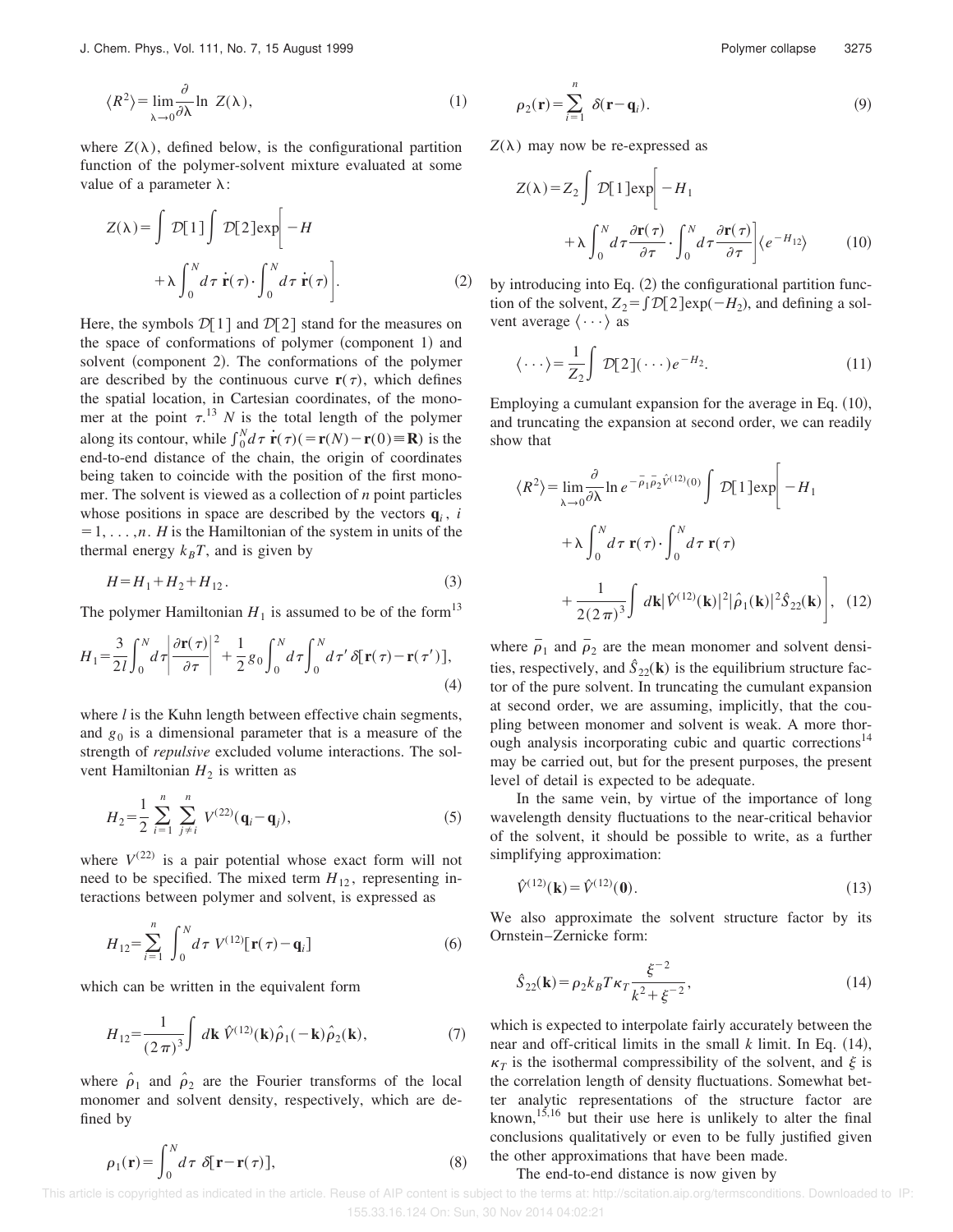$$\langle R^2 \rangle = \lim_{\lambda \to 0} \frac{\partial}{\partial \lambda} \ln Z(\lambda), \tag{1}$$

where $Z(\lambda)$, defined below, is the configurational partition function of the polymer-solvent mixture evaluated at some value of a parameter $\lambda$:

$$Z(\lambda) = \int \mathcal{D}[1] \int \mathcal{D}[2] \exp\left[ -H + \lambda \int_0^N d\tau \, \dot{\mathbf{r}}(\tau) \cdot \int_0^N d\tau \, \dot{\mathbf{r}}(\tau) \right]. \tag{2}$$

Here, the symbols $\mathcal{D}[1]$ and $\mathcal{D}[2]$ stand for the measures on the space of conformations of polymer (component 1) and solvent (component 2). The conformations of the polymer are described by the continuous curve $\mathbf{r}(\tau)$, which defines the spatial location, in Cartesian coordinates, of the monomer at the point $\tau$.[13] $N$ is the total length of the polymer along its contour, while $\int_0^N d\tau \, \dot{\mathbf{r}}(\tau) (= \mathbf{r}(N) - \mathbf{r}(0) \equiv \mathbf{R})$ is the end-to-end distance of the chain, the origin of coordinates being taken to coincide with the position of the first monomer. The solvent is viewed as a collection of $n$ point particles whose positions in space are described by the vectors $\mathbf{q}_i$, $i = 1, \ldots, n$. $H$ is the Hamiltonian of the system in units of the thermal energy $k_B T$, and is given by

$$H = H_1 + H_2 + H_{12}. \tag{3}$$

The polymer Hamiltonian $H_1$ is assumed to be of the form[13]

$$H_1 = \frac{3}{2l} \int_0^N d\tau \left| \frac{\partial \mathbf{r}(\tau)}{\partial \tau} \right|^2 + \frac{1}{2} g_0 \int_0^N d\tau \int_0^N d\tau' \, \delta[\mathbf{r}(\tau) - \mathbf{r}(\tau')], \tag{4}$$

where $l$ is the Kuhn length between effective chain segments, and $g_0$ is a dimensional parameter that is a measure of the strength of *repulsive* excluded volume interactions. The solvent Hamiltonian $H_2$ is written as

$$H_2 = \frac{1}{2} \sum_{i=1}^{n} \sum_{j \neq i}^{n} V^{(22)}(\mathbf{q}_i - \mathbf{q}_j), \tag{5}$$

where $V^{(22)}$ is a pair potential whose exact form will not need to be specified. The mixed term $H_{12}$, representing interactions between polymer and solvent, is expressed as

$$H_{12} = \sum_{i=1}^{n} \int_0^N d\tau \, V^{(12)}[\mathbf{r}(\tau) - \mathbf{q}_i] \tag{6}$$

which can be written in the equivalent form

$$H_{12} = \frac{1}{(2\pi)^3} \int d\mathbf{k} \, \hat{V}^{(12)}(\mathbf{k}) \hat{\rho}_1(-\mathbf{k}) \hat{\rho}_2(\mathbf{k}), \tag{7}$$

where $\hat{\rho}_1$ and $\hat{\rho}_2$ are the Fourier transforms of the local monomer and solvent density, respectively, which are defined by

$$\rho_1(\mathbf{r}) = \int_0^N d\tau \, \delta[\mathbf{r} - \mathbf{r}(\tau)], \tag{8}$$

$$\rho_2(\mathbf{r}) = \sum_{i=1}^{n} \delta(\mathbf{r} - \mathbf{q}_i). \tag{9}$$

$Z(\lambda)$ may now be re-expressed as

$$Z(\lambda) = Z_2 \int \mathcal{D}[1] \exp\left[ -H_1 + \lambda \int_0^N d\tau \frac{\partial \mathbf{r}(\tau)}{\partial \tau} \cdot \int_0^N d\tau \frac{\partial \mathbf{r}(\tau)}{\partial \tau} \right] \langle e^{-H_{12}} \rangle \tag{10}$$

by introducing into Eq. (2) the configurational partition function of the solvent, $Z_2 = \int \mathcal{D}[2] \exp(-H_2)$, and defining a solvent average $\langle \cdots \rangle$ as

$$\langle \cdots \rangle = \frac{1}{Z_2} \int \mathcal{D}[2] (\cdots) e^{-H_2}. \tag{11}$$

Employing a cumulant expansion for the average in Eq. (10), and truncating the expansion at second order, we can readily show that

$$\langle R^2 \rangle = \lim_{\lambda \to 0} \frac{\partial}{\partial \lambda} \ln e^{-\bar{\rho}_1 \bar{\rho}_2 \hat{V}^{(12)}(0)} \int \mathcal{D}[1] \exp\left[ -H_1 + \lambda \int_0^N d\tau \, \mathbf{r}(\tau) \cdot \int_0^N d\tau \, \mathbf{r}(\tau) + \frac{1}{2(2\pi)^3} \int d\mathbf{k} |\hat{V}^{(12)}(\mathbf{k})|^2 |\hat{\rho}_1(\mathbf{k})|^2 \hat{S}_{22}(\mathbf{k}) \right], \tag{12}$$

where $\bar{\rho}_1$ and $\bar{\rho}_2$ are the mean monomer and solvent densities, respectively, and $\hat{S}_{22}(\mathbf{k})$ is the equilibrium structure factor of the pure solvent. In truncating the cumulant expansion at second order, we are assuming, implicitly, that the coupling between monomer and solvent is weak. A more thorough analysis incorporating cubic and quartic corrections[14] may be carried out, but for the present purposes, the present level of detail is expected to be adequate.

In the same vein, by virtue of the importance of long wavelength density fluctuations to the near-critical behavior of the solvent, it should be possible to write, as a further simplifying approximation:

$$\hat{V}^{(12)}(\mathbf{k}) = \hat{V}^{(12)}(\mathbf{0}). \tag{13}$$

We also approximate the solvent structure factor by its Ornstein–Zernicke form:

$$\hat{S}_{22}(\mathbf{k}) = \rho_2 k_B T \kappa_T \frac{\xi^{-2}}{k^2 + \xi^{-2}}, \tag{14}$$

which is expected to interpolate fairly accurately between the near and off-critical limits in the small $k$ limit. In Eq. (14), $\kappa_T$ is the isothermal compressibility of the solvent, and $\xi$ is the correlation length of density fluctuations. Somewhat better analytic representations of the structure factor are known,[15,16] but their use here is unlikely to alter the final conclusions qualitatively or even to be fully justified given the other approximations that have been made.

The end-to-end distance is now given by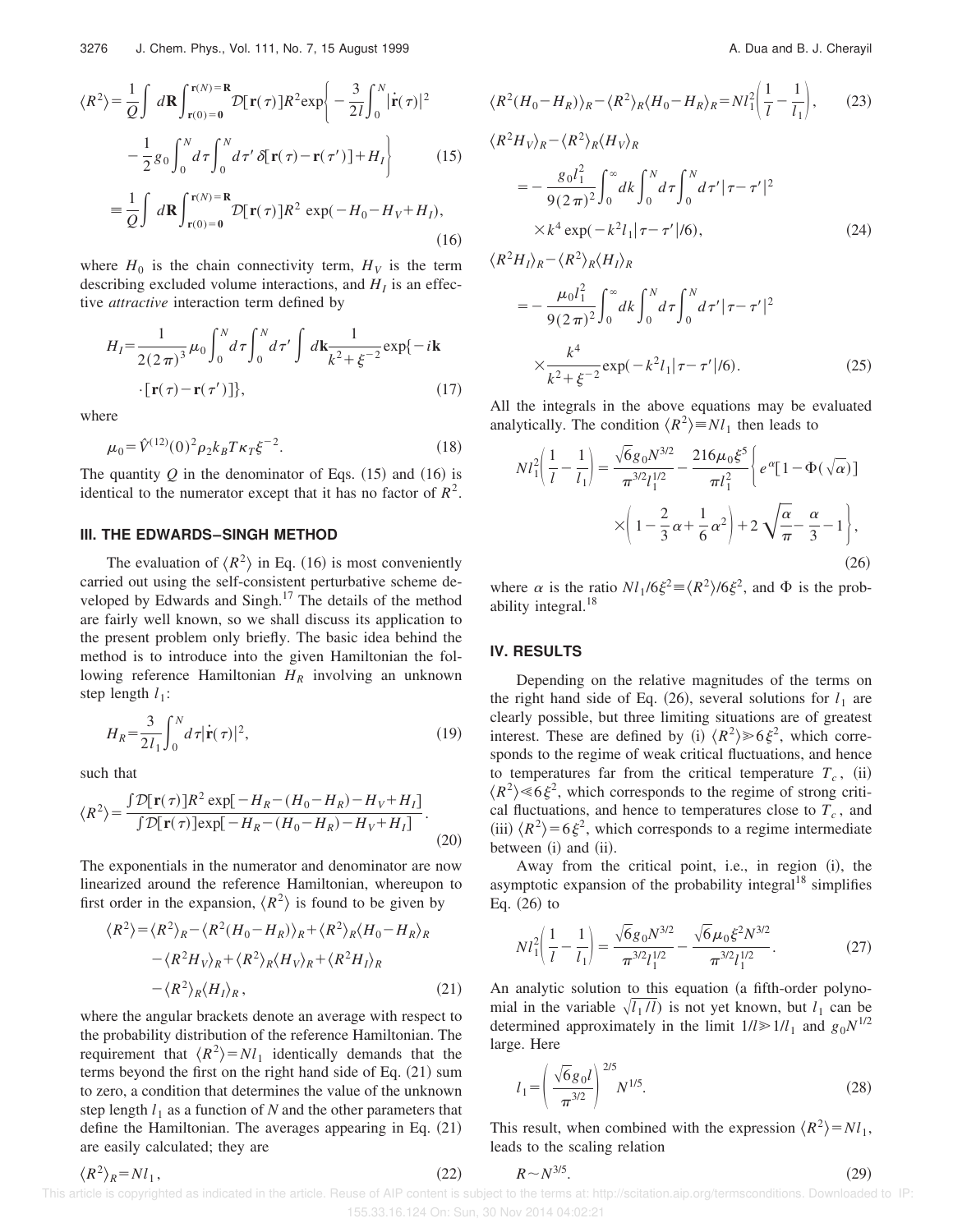$$\langle R^2\rangle = \frac{1}{Q}\int d\mathbf{R}\int_{\mathbf{r}(0)=\mathbf{0}}^{\mathbf{r}(N)=\mathbf{R}} \mathcal{D}[\mathbf{r}(\tau)]R^2 \exp\Bigg\{-\frac{3}{2l}\int_0^N |\dot{\mathbf{r}}(\tau)|^2 - \frac{1}{2}g_0\int_0^N d\tau \int_0^N d\tau' \,\delta[\mathbf{r}(\tau)-\mathbf{r}(\tau')] + H_I\Bigg\} \tag{15}$$

$$\equiv \frac{1}{Q}\int d\mathbf{R}\int_{\mathbf{r}(0)=\mathbf{0}}^{\mathbf{r}(N)=\mathbf{R}} \mathcal{D}[\mathbf{r}(\tau)]R^2 \exp(-H_0 - H_V + H_I), \tag{16}$$

where $H_0$ is the chain connectivity term, $H_V$ is the term describing excluded volume interactions, and $H_I$ is an effective *attractive* interaction term defined by

$$H_I = \frac{1}{2(2\pi)^3}\mu_0 \int_0^N d\tau \int_0^N d\tau' \int d\mathbf{k} \frac{1}{k^2+\xi^{-2}} \exp\{-i\mathbf{k}\cdot[\mathbf{r}(\tau)-\mathbf{r}(\tau')]\}, \tag{17}$$

where

$$\mu_0 = \hat{V}^{(12)}(0)^2 \rho_2 k_B T \kappa_T \xi^{-2}. \tag{18}$$

The quantity $Q$ in the denominator of Eqs. (15) and (16) is identical to the numerator except that it has no factor of $R^2$.

## III. THE EDWARDS–SINGH METHOD

The evaluation of $\langle R^2\rangle$ in Eq. (16) is most conveniently carried out using the self-consistent perturbative scheme developed by Edwards and Singh.[17] The details of the method are fairly well known, so we shall discuss its application to the present problem only briefly. The basic idea behind the method is to introduce into the given Hamiltonian the following reference Hamiltonian $H_R$ involving an unknown step length $l_1$:

$$H_R = \frac{3}{2l_1}\int_0^N d\tau |\dot{\mathbf{r}}(\tau)|^2, \tag{19}$$

such that

$$\langle R^2\rangle = \frac{\int \mathcal{D}[\mathbf{r}(\tau)]R^2 \exp[-H_R-(H_0-H_R)-H_V+H_I]}{\int \mathcal{D}[\mathbf{r}(\tau)]\exp[-H_R-(H_0-H_R)-H_V+H_I]}. \tag{20}$$

The exponentials in the numerator and denominator are now linearized around the reference Hamiltonian, whereupon to first order in the expansion, $\langle R^2\rangle$ is found to be given by

$$\langle R^2\rangle = \langle R^2\rangle_R - \langle R^2(H_0-H_R)\rangle_R + \langle R^2\rangle_R\langle H_0-H_R\rangle_R - \langle R^2 H_V\rangle_R + \langle R^2\rangle_R\langle H_V\rangle_R + \langle R^2 H_I\rangle_R - \langle R^2\rangle_R\langle H_I\rangle_R, \tag{21}$$

where the angular brackets denote an average with respect to the probability distribution of the reference Hamiltonian. The requirement that $\langle R^2\rangle = Nl_1$ identically demands that the terms beyond the first on the right hand side of Eq. (21) sum to zero, a condition that determines the value of the unknown step length $l_1$ as a function of $N$ and the other parameters that define the Hamiltonian. The averages appearing in Eq. (21) are easily calculated; they are

$$\langle R^2\rangle_R = Nl_1, \tag{22}$$

$$\langle R^2(H_0-H_R)\rangle_R - \langle R^2\rangle_R\langle H_0-H_R\rangle_R = Nl_1^2\left(\frac{1}{l}-\frac{1}{l_1}\right), \tag{23}$$

$$\langle R^2 H_V\rangle_R - \langle R^2\rangle_R\langle H_V\rangle_R = -\frac{g_0 l_1^2}{9(2\pi)^2}\int_0^\infty dk \int_0^N d\tau \int_0^N d\tau' |\tau-\tau'|^2 \times k^4 \exp(-k^2 l_1|\tau-\tau'|/6), \tag{24}$$

$$\langle R^2 H_I\rangle_R - \langle R^2\rangle_R\langle H_I\rangle_R = -\frac{\mu_0 l_1^2}{9(2\pi)^2}\int_0^\infty dk \int_0^N d\tau \int_0^N d\tau' |\tau-\tau'|^2 \times \frac{k^4}{k^2+\xi^{-2}}\exp(-k^2 l_1|\tau-\tau'|/6). \tag{25}$$

All the integrals in the above equations may be evaluated analytically. The condition $\langle R^2\rangle \equiv Nl_1$ then leads to

$$Nl_1^2\left(\frac{1}{l}-\frac{1}{l_1}\right) = \frac{\sqrt{6}g_0 N^{3/2}}{\pi^{3/2}l_1^{1/2}} - \frac{216\mu_0\xi^5}{\pi l_1^2}\Bigg\{e^\alpha[1-\Phi(\sqrt{\alpha})]\left(1-\frac{2}{3}\alpha+\frac{1}{6}\alpha^2\right) + 2\sqrt{\frac{\alpha}{\pi}} - \frac{\alpha}{3} - 1\Bigg\}, \tag{26}$$

where $\alpha$ is the ratio $Nl_1/6\xi^2 \equiv \langle R^2\rangle/6\xi^2$, and $\Phi$ is the probability integral.[18]

## IV. RESULTS

Depending on the relative magnitudes of the terms on the right hand side of Eq. (26), several solutions for $l_1$ are clearly possible, but three limiting situations are of greatest interest. These are defined by (i) $\langle R^2\rangle \gg 6\xi^2$, which corresponds to the regime of weak critical fluctuations, and hence to temperatures far from the critical temperature $T_c$, (ii) $\langle R^2\rangle \ll 6\xi^2$, which corresponds to the regime of strong critical fluctuations, and hence to temperatures close to $T_c$, and (iii) $\langle R^2\rangle = 6\xi^2$, which corresponds to a regime intermediate between (i) and (ii).

Away from the critical point, i.e., in region (i), the asymptotic expansion of the probability integral[18] simplifies Eq. (26) to

$$Nl_1^2\left(\frac{1}{l}-\frac{1}{l_1}\right) = \frac{\sqrt{6}g_0 N^{3/2}}{\pi^{3/2}l_1^{1/2}} - \frac{\sqrt{6}\mu_0\xi^2 N^{3/2}}{\pi^{3/2}l_1^{1/2}}. \tag{27}$$

An analytic solution to this equation (a fifth-order polynomial in the variable $\sqrt{l_1/l}$) is not yet known, but $l_1$ can be determined approximately in the limit $1/l \gg 1/l_1$ and $g_0 N^{1/2}$ large. Here

$$l_1 = \left(\frac{\sqrt{6}g_0 l}{\pi^{3/2}}\right)^{2/5} N^{1/5}. \tag{28}$$

This result, when combined with the expression $\langle R^2\rangle = Nl_1$, leads to the scaling relation

$$R \sim N^{3/5}. \tag{29}$$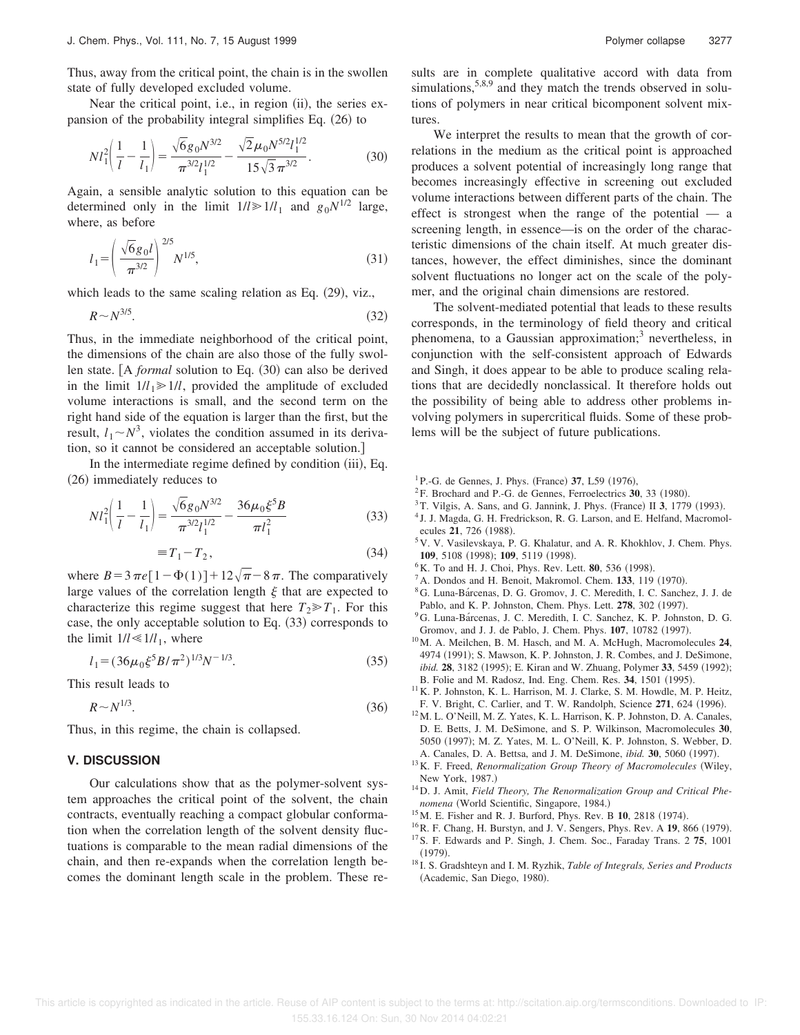Thus, away from the critical point, the chain is in the swollen state of fully developed excluded volume.

Near the critical point, i.e., in region (ii), the series expansion of the probability integral simplifies Eq. (26) to

$$Nl_1^2\left(\frac{1}{l}-\frac{1}{l_1}\right)=\frac{\sqrt{6}g_0N^{3/2}}{\pi^{3/2}l_1^{1/2}}-\frac{\sqrt{2}\mu_0N^{5/2}l_1^{1/2}}{15\sqrt{3}\pi^{3/2}}. \tag{30}$$

Again, a sensible analytic solution to this equation can be determined only in the limit $1/l \gg 1/l_1$ and $g_0N^{1/2}$ large, where, as before

$$l_1=\left(\frac{\sqrt{6}g_0 l}{\pi^{3/2}}\right)^{2/5}N^{1/5}, \tag{31}$$

which leads to the same scaling relation as Eq. (29), viz.,

$$R\sim N^{3/5}. \tag{32}$$

Thus, in the immediate neighborhood of the critical point, the dimensions of the chain are also those of the fully swollen state. [A *formal* solution to Eq. (30) can also be derived in the limit $1/l_1 \gg 1/l$, provided the amplitude of excluded volume interactions is small, and the second term on the right hand side of the equation is larger than the first, but the result, $l_1\sim N^3$, violates the condition assumed in its derivation, so it cannot be considered an acceptable solution.]

In the intermediate regime defined by condition (iii), Eq. (26) immediately reduces to

$$Nl_1^2\left(\frac{1}{l}-\frac{1}{l_1}\right)=\frac{\sqrt{6}g_0N^{3/2}}{\pi^{3/2}l_1^{1/2}}-\frac{36\mu_0\xi^5B}{\pi l_1^2} \tag{33}$$

$$\equiv T_1-T_2, \tag{34}$$

where $B=3\pi e[1-\Phi(1)]+12\sqrt{\pi}-8\pi$. The comparatively large values of the correlation length $\xi$ that are expected to characterize this regime suggest that here $T_2\gg T_1$. For this case, the only acceptable solution to Eq. (33) corresponds to the limit $1/l \ll 1/l_1$, where

$$l_1=(36\mu_0\xi^5B/\pi^2)^{1/3}N^{-1/3}. \tag{35}$$

This result leads to

$$R\sim N^{1/3}. \tag{36}$$

Thus, in this regime, the chain is collapsed.

## V. DISCUSSION

Our calculations show that as the polymer-solvent system approaches the critical point of the solvent, the chain contracts, eventually reaching a compact globular conformation when the correlation length of the solvent density fluctuations is comparable to the mean radial dimensions of the chain, and then re-expands when the correlation length becomes the dominant length scale in the problem. These results are in complete qualitative accord with data from simulations,[5,8,9] and they match the trends observed in solutions of polymers in near critical bicomponent solvent mixtures.

We interpret the results to mean that the growth of correlations in the medium as the critical point is approached produces a solvent potential of increasingly long range that becomes increasingly effective in screening out excluded volume interactions between different parts of the chain. The effect is strongest when the range of the potential — a screening length, in essence—is on the order of the characteristic dimensions of the chain itself. At much greater distances, however, the effect diminishes, since the dominant solvent fluctuations no longer act on the scale of the polymer, and the original chain dimensions are restored.

The solvent-mediated potential that leads to these results corresponds, in the terminology of field theory and critical phenomena, to a Gaussian approximation;[3] nevertheless, in conjunction with the self-consistent approach of Edwards and Singh, it does appear to be able to produce scaling relations that are decidedly nonclassical. It therefore holds out the possibility of being able to address other problems involving polymers in supercritical fluids. Some of these problems will be the subject of future publications.

[1] P.-G. de Gennes, J. Phys. (France) **37**, L59 (1976),

[2] F. Brochard and P.-G. de Gennes, Ferroelectrics **30**, 33 (1980).

[3] T. Vilgis, A. Sans, and G. Jannink, J. Phys. (France) II **3**, 1779 (1993).

[4] J. J. Magda, G. H. Fredrickson, R. G. Larson, and E. Helfand, Macromolecules **21**, 726 (1988).

[5] V. V. Vasilevskaya, P. G. Khalatur, and A. R. Khokhlov, J. Chem. Phys. **109**, 5108 (1998); **109**, 5119 (1998).

[6] K. To and H. J. Choi, Phys. Rev. Lett. **80**, 536 (1998).

[7] A. Dondos and H. Benoit, Makromol. Chem. **133**, 119 (1970).

[8] G. Luna-Bárcenas, D. G. Gromov, J. C. Meredith, I. C. Sanchez, J. J. de Pablo, and K. P. Johnston, Chem. Phys. Lett. **278**, 302 (1997).

[9] G. Luna-Bárcenas, J. C. Meredith, I. C. Sanchez, K. P. Johnston, D. G. Gromov, and J. J. de Pablo, J. Chem. Phys. **107**, 10782 (1997).

[10] M. A. Meilchen, B. M. Hasch, and M. A. McHugh, Macromolecules **24**, 4974 (1991); S. Mawson, K. P. Johnston, J. R. Combes, and J. DeSimone, *ibid.* **28**, 3182 (1995); E. Kiran and W. Zhuang, Polymer **33**, 5459 (1992); B. Folie and M. Radosz, Ind. Eng. Chem. Res. **34**, 1501 (1995).

[11] K. P. Johnston, K. L. Harrison, M. J. Clarke, S. M. Howdle, M. P. Heitz, F. V. Bright, C. Carlier, and T. W. Randolph, Science **271**, 624 (1996).

[12] M. L. O'Neill, M. Z. Yates, K. L. Harrison, K. P. Johnston, D. A. Canales, D. E. Betts, J. M. DeSimone, and S. P. Wilkinson, Macromolecules **30**, 5050 (1997); M. Z. Yates, M. L. O'Neill, K. P. Johnston, S. Webber, D. A. Canales, D. A. Bettsa, and J. M. DeSimone, *ibid.* **30**, 5060 (1997).

[13] K. F. Freed, *Renormalization Group Theory of Macromolecules* (Wiley, New York, 1987.)

[14] D. J. Amit, *Field Theory, The Renormalization Group and Critical Phenomena* (World Scientific, Singapore, 1984.)

[15] M. E. Fisher and R. J. Burford, Phys. Rev. B **10**, 2818 (1974).

[16] R. F. Chang, H. Burstyn, and J. V. Sengers, Phys. Rev. A **19**, 866 (1979).

[17] S. F. Edwards and P. Singh, J. Chem. Soc., Faraday Trans. 2 **75**, 1001 (1979).

[18] I. S. Gradshteyn and I. M. Ryzhik, *Table of Integrals, Series and Products* (Academic, San Diego, 1980).